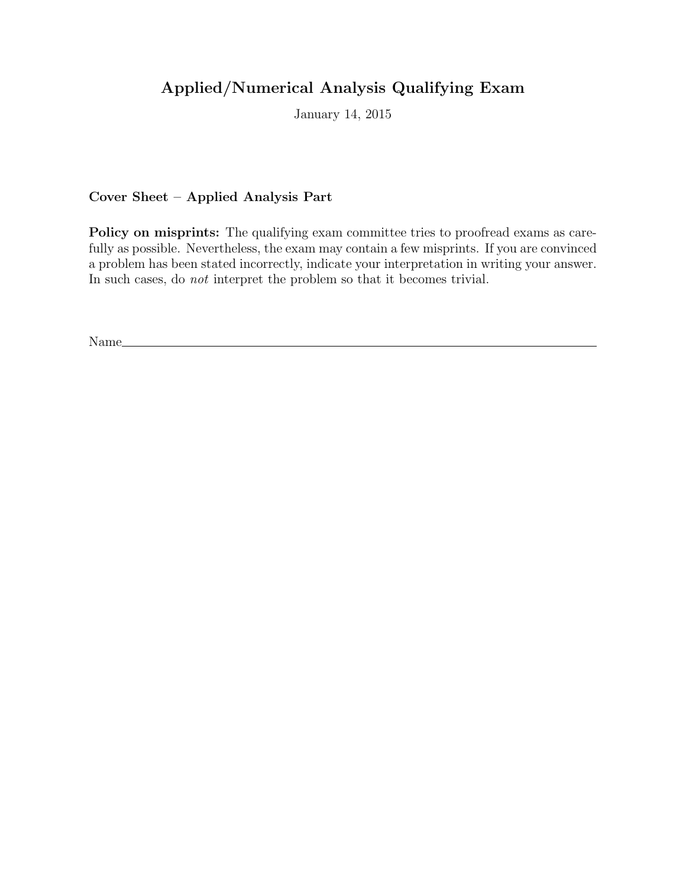# Applied/Numerical Analysis Qualifying Exam

January 14, 2015

**Cover Sheet – Applied Analysis Part**

**Policy on misprints:** The qualifying exam committee tries to proofread exams as carefully as possible. Nevertheless, the exam may contain a few misprints. If you are convinced a problem has been stated incorrectly, indicate your interpretation in writing your answer. In such cases, do *not* interpret the problem so that it becomes trivial.

Name\_\_\_\_\_\_\_\_\_\_\_\_\_\_\_\_\_\_\_\_\_\_\_\_\_\_\_\_\_\_\_\_\_\_\_\_\_\_\_\_\_\_\_\_\_\_\_\_\_\_\_\_\_\_\_\_\_\_\_\_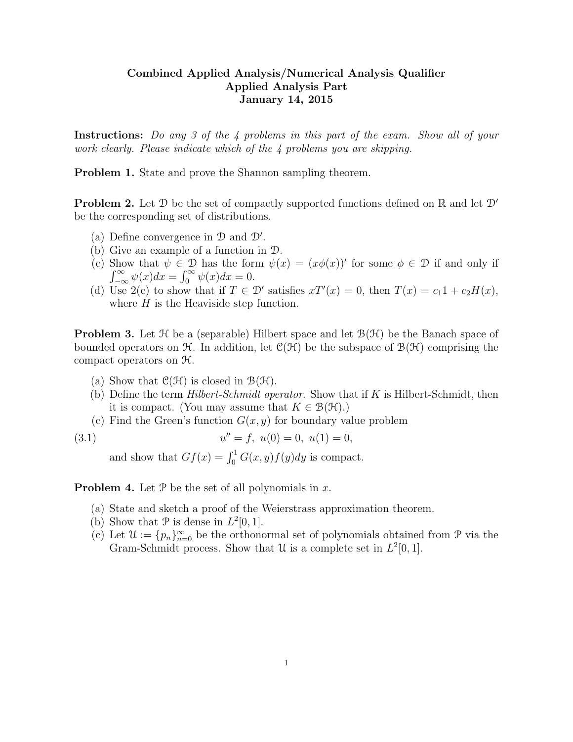**Combined Applied Analysis/Numerical Analysis Qualifier**
**Applied Analysis Part**
**January 14, 2015**

**Instructions:** *Do any 3 of the 4 problems in this part of the exam. Show all of your work clearly. Please indicate which of the 4 problems you are skipping.*

**Problem 1.** State and prove the Shannon sampling theorem.

**Problem 2.** Let $\mathcal{D}$ be the set of compactly supported functions defined on $\mathbb{R}$ and let $\mathcal{D}'$ be the corresponding set of distributions.

(a) Define convergence in $\mathcal{D}$ and $\mathcal{D}'$.
(b) Give an example of a function in $\mathcal{D}$.
(c) Show that $\psi \in \mathcal{D}$ has the form $\psi(x) = (x\phi(x))'$ for some $\phi \in \mathcal{D}$ if and only if $\int_{-\infty}^{\infty} \psi(x)dx = \int_{0}^{\infty} \psi(x)dx = 0$.
(d) Use 2(c) to show that if $T \in \mathcal{D}'$ satisfies $xT'(x) = 0$, then $T(x) = c_1 1 + c_2 H(x)$, where $H$ is the Heaviside step function.

**Problem 3.** Let $\mathcal{H}$ be a (separable) Hilbert space and let $\mathcal{B}(\mathcal{H})$ be the Banach space of bounded operators on $\mathcal{H}$. In addition, let $\mathcal{C}(\mathcal{H})$ be the subspace of $\mathcal{B}(\mathcal{H})$ comprising the compact operators on $\mathcal{H}$.

(a) Show that $\mathcal{C}(\mathcal{H})$ is closed in $\mathcal{B}(\mathcal{H})$.
(b) Define the term *Hilbert-Schmidt operator*. Show that if $K$ is Hilbert-Schmidt, then it is compact. (You may assume that $K \in \mathcal{B}(\mathcal{H})$.)
(c) Find the Green's function $G(x, y)$ for boundary value problem

$$u'' = f, \ u(0) = 0, \ u(1) = 0, \tag{3.1}$$

and show that $Gf(x) = \int_0^1 G(x, y)f(y)dy$ is compact.

**Problem 4.** Let $\mathcal{P}$ be the set of all polynomials in $x$.

(a) State and sketch a proof of the Weierstrass approximation theorem.
(b) Show that $\mathcal{P}$ is dense in $L^2[0, 1]$.
(c) Let $\mathcal{U} := \{p_n\}_{n=0}^{\infty}$ be the orthonormal set of polynomials obtained from $\mathcal{P}$ via the Gram-Schmidt process. Show that $\mathcal{U}$ is a complete set in $L^2[0, 1]$.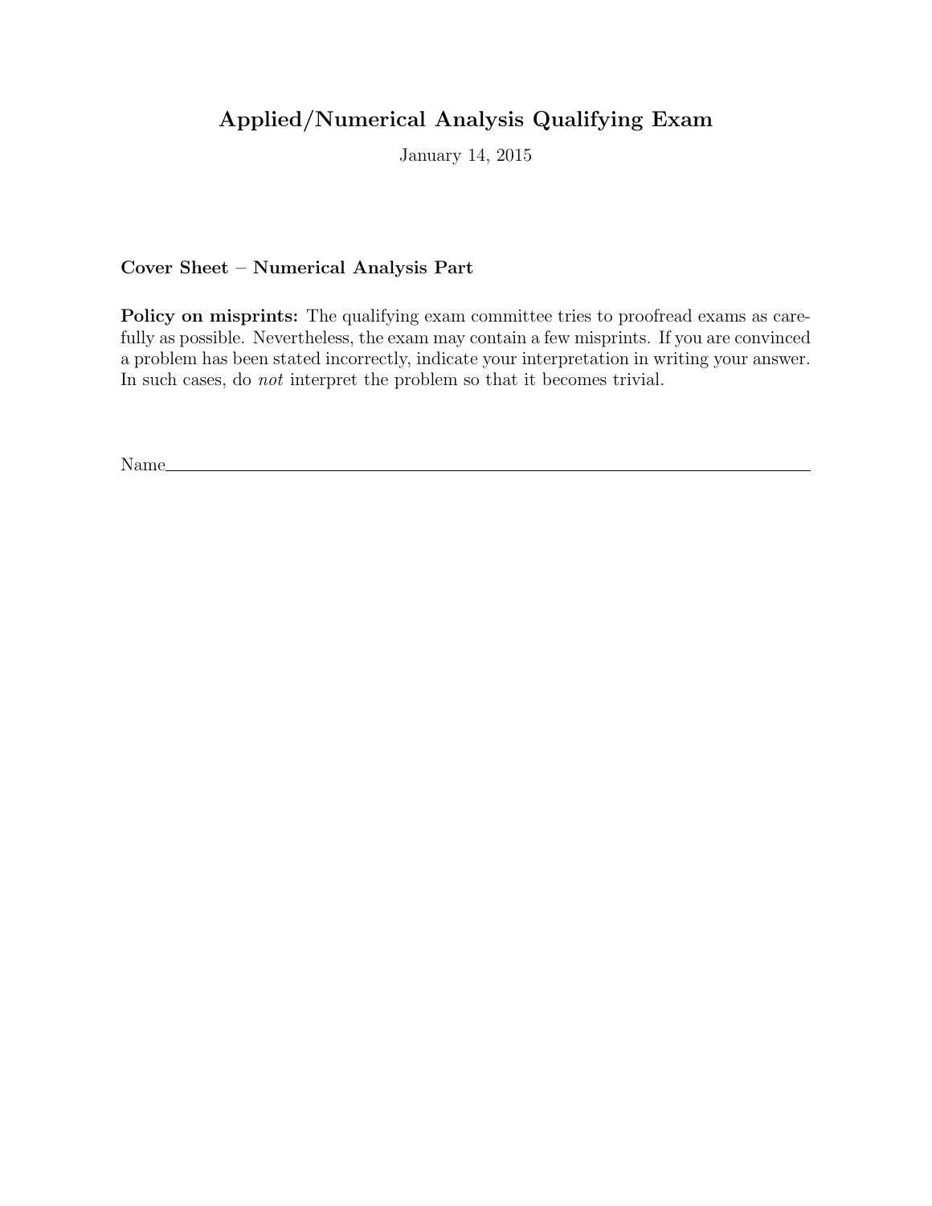# Applied/Numerical Analysis Qualifying Exam

January 14, 2015

**Cover Sheet – Numerical Analysis Part**

**Policy on misprints:** The qualifying exam committee tries to proofread exams as carefully as possible. Nevertheless, the exam may contain a few misprints. If you are convinced a problem has been stated incorrectly, indicate your interpretation in writing your answer. In such cases, do *not* interpret the problem so that it becomes trivial.

Name\_\_\_\_\_\_\_\_\_\_\_\_\_\_\_\_\_\_\_\_\_\_\_\_\_\_\_\_\_\_\_\_\_\_\_\_\_\_\_\_\_\_\_\_\_\_\_\_\_\_\_\_\_\_\_\_\_\_\_\_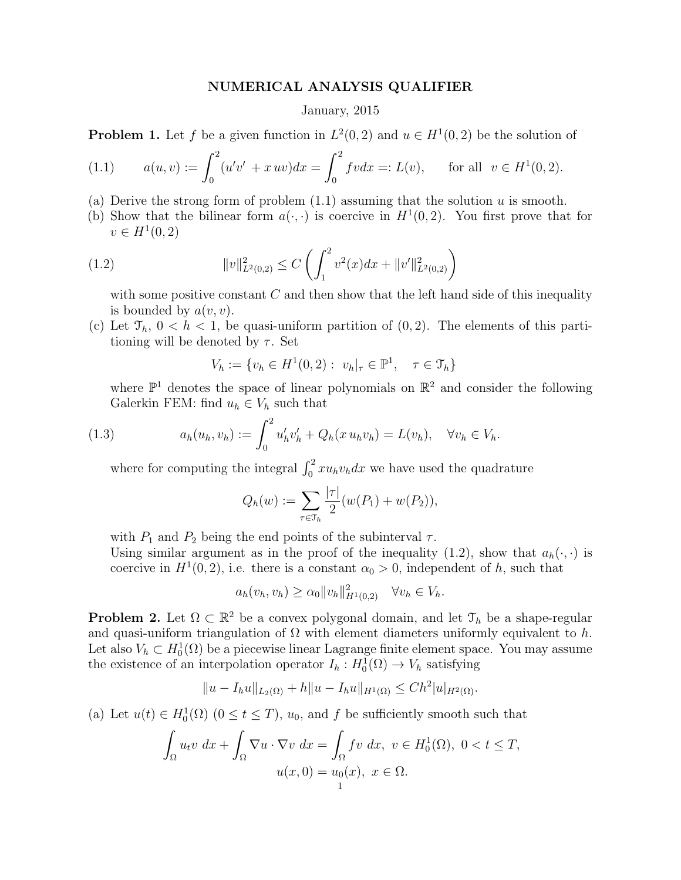# NUMERICAL ANALYSIS QUALIFIER

January, 2015

**Problem 1.** Let $f$ be a given function in $L^2(0,2)$ and $u \in H^1(0,2)$ be the solution of

$$a(u,v) := \int_0^2 (u'v' + x\,uv)dx = \int_0^2 fv dx =: L(v), \qquad \text{for all } \; v \in H^1(0,2). \tag{1.1}$$

(a) Derive the strong form of problem (1.1) assuming that the solution $u$ is smooth.

(b) Show that the bilinear form $a(\cdot,\cdot)$ is coercive in $H^1(0,2)$. You first prove that for $v \in H^1(0,2)$

$$\|v\|^2_{L^2(0,2)} \le C \left( \int_1^2 v^2(x)dx + \|v'\|^2_{L^2(0,2)} \right) \tag{1.2}$$

with some positive constant $C$ and then show that the left hand side of this inequality is bounded by $a(v,v)$.

(c) Let $\mathcal{T}_h$, $0 < h < 1$, be quasi-uniform partition of $(0,2)$. The elements of this partitioning will be denoted by $\tau$. Set

$$V_h := \{v_h \in H^1(0,2) : \; v_h|_\tau \in \mathbb{P}^1, \quad \tau \in \mathcal{T}_h\}$$

where $\mathbb{P}^1$ denotes the space of linear polynomials on $\mathbb{R}^2$ and consider the following Galerkin FEM: find $u_h \in V_h$ such that

$$a_h(u_h, v_h) := \int_0^2 u_h' v_h' + Q_h(x\,u_h v_h) = L(v_h), \quad \forall v_h \in V_h. \tag{1.3}$$

where for computing the integral $\int_0^2 x u_h v_h dx$ we have used the quadrature

$$Q_h(w) := \sum_{\tau \in \mathcal{T}_h} \frac{|\tau|}{2}(w(P_1) + w(P_2)),$$

with $P_1$ and $P_2$ being the end points of the subinterval $\tau$.

Using similar argument as in the proof of the inequality (1.2), show that $a_h(\cdot,\cdot)$ is coercive in $H^1(0,2)$, i.e. there is a constant $\alpha_0 > 0$, independent of $h$, such that

$$a_h(v_h, v_h) \ge \alpha_0 \|v_h\|^2_{H^1(0,2)} \quad \forall v_h \in V_h.$$

**Problem 2.** Let $\Omega \subset \mathbb{R}^2$ be a convex polygonal domain, and let $\mathcal{T}_h$ be a shape-regular and quasi-uniform triangulation of $\Omega$ with element diameters uniformly equivalent to $h$. Let also $V_h \subset H_0^1(\Omega)$ be a piecewise linear Lagrange finite element space. You may assume the existence of an interpolation operator $I_h : H_0^1(\Omega) \to V_h$ satisfying

$$\|u - I_h u\|_{L_2(\Omega)} + h\|u - I_h u\|_{H^1(\Omega)} \le Ch^2 |u|_{H^2(\Omega)}.$$

(a) Let $u(t) \in H_0^1(\Omega)$ $(0 \le t \le T)$, $u_0$, and $f$ be sufficiently smooth such that

$$\int_\Omega u_t v \; dx + \int_\Omega \nabla u \cdot \nabla v \; dx = \int_\Omega fv \; dx, \; v \in H_0^1(\Omega), \; 0 < t \le T,$$
$$u(x,0) = u_0(x), \; x \in \Omega.$$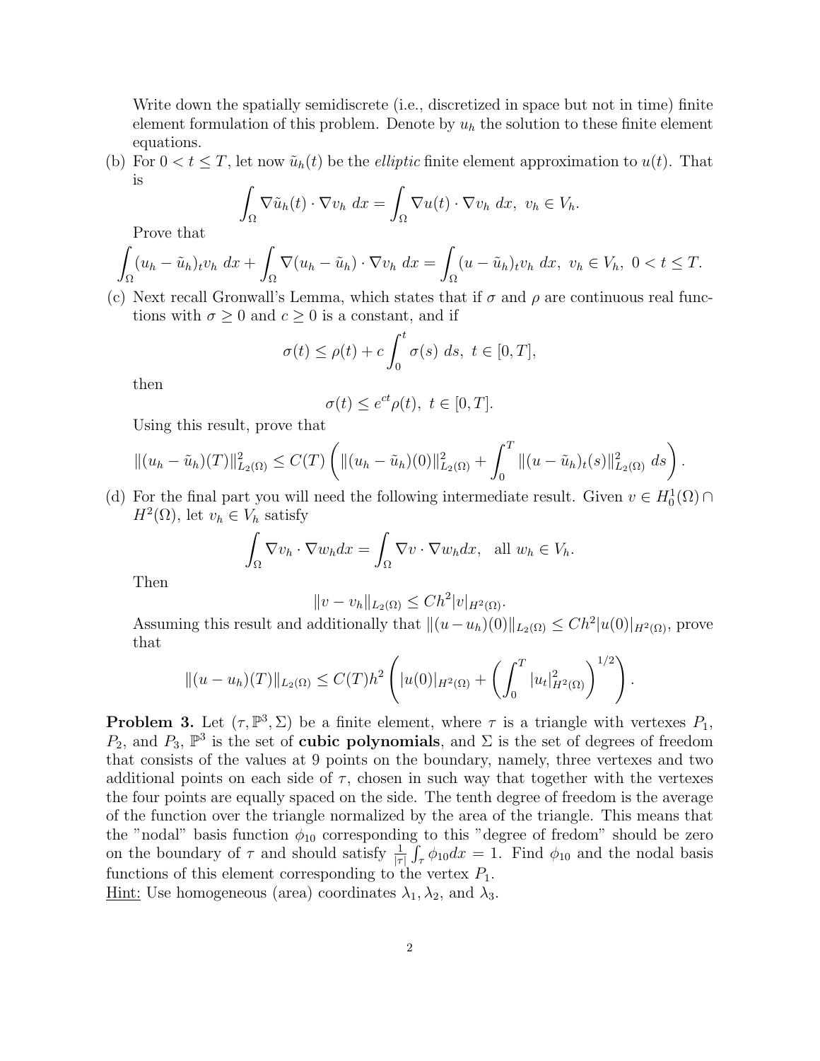Write down the spatially semidiscrete (i.e., discretized in space but not in time) finite element formulation of this problem. Denote by $u_h$ the solution to these finite element equations.

(b) For $0 < t \le T$, let now $\tilde{u}_h(t)$ be the *elliptic* finite element approximation to $u(t)$. That is

$$\int_\Omega \nabla \tilde{u}_h(t) \cdot \nabla v_h \, dx = \int_\Omega \nabla u(t) \cdot \nabla v_h \, dx, \ v_h \in V_h.$$

Prove that

$$\int_\Omega (u_h - \tilde{u}_h)_t v_h \, dx + \int_\Omega \nabla(u_h - \tilde{u}_h) \cdot \nabla v_h \, dx = \int_\Omega (u - \tilde{u}_h)_t v_h \, dx, \ v_h \in V_h, \ 0 < t \le T.$$

(c) Next recall Gronwall's Lemma, which states that if $\sigma$ and $\rho$ are continuous real functions with $\sigma \ge 0$ and $c \ge 0$ is a constant, and if

$$\sigma(t) \le \rho(t) + c \int_0^t \sigma(s) \, ds, \ t \in [0, T],$$

then

$$\sigma(t) \le e^{ct} \rho(t), \ t \in [0, T].$$

Using this result, prove that

$$\|(u_h - \tilde{u}_h)(T)\|^2_{L_2(\Omega)} \le C(T) \left( \|(u_h - \tilde{u}_h)(0)\|^2_{L_2(\Omega)} + \int_0^T \|(u - \tilde{u}_h)_t(s)\|^2_{L_2(\Omega)} \, ds \right).$$

(d) For the final part you will need the following intermediate result. Given $v \in H^1_0(\Omega) \cap H^2(\Omega)$, let $v_h \in V_h$ satisfy

$$\int_\Omega \nabla v_h \cdot \nabla w_h dx = \int_\Omega \nabla v \cdot \nabla w_h dx, \quad \text{all } w_h \in V_h.$$

Then

$$\|v - v_h\|_{L_2(\Omega)} \le C h^2 |v|_{H^2(\Omega)}.$$

Assuming this result and additionally that $\|(u - u_h)(0)\|_{L_2(\Omega)} \le C h^2 |u(0)|_{H^2(\Omega)}$, prove that

$$\|(u - u_h)(T)\|_{L_2(\Omega)} \le C(T) h^2 \left( |u(0)|_{H^2(\Omega)} + \left( \int_0^T |u_t|^2_{H^2(\Omega)} \right)^{1/2} \right).$$

**Problem 3.** Let $(\tau, \mathbb{P}^3, \Sigma)$ be a finite element, where $\tau$ is a triangle with vertexes $P_1$, $P_2$, and $P_3$, $\mathbb{P}^3$ is the set of **cubic polynomials**, and $\Sigma$ is the set of degrees of freedom that consists of the values at 9 points on the boundary, namely, three vertexes and two additional points on each side of $\tau$, chosen in such way that together with the vertexes the four points are equally spaced on the side. The tenth degree of freedom is the average of the function over the triangle normalized by the area of the triangle. This means that the "nodal" basis function $\phi_{10}$ corresponding to this "degree of fredom" should be zero on the boundary of $\tau$ and should satisfy $\frac{1}{|\tau|} \int_\tau \phi_{10} dx = 1$. Find $\phi_{10}$ and the nodal basis functions of this element corresponding to the vertex $P_1$.

<u>Hint:</u> Use homogeneous (area) coordinates $\lambda_1, \lambda_2$, and $\lambda_3$.